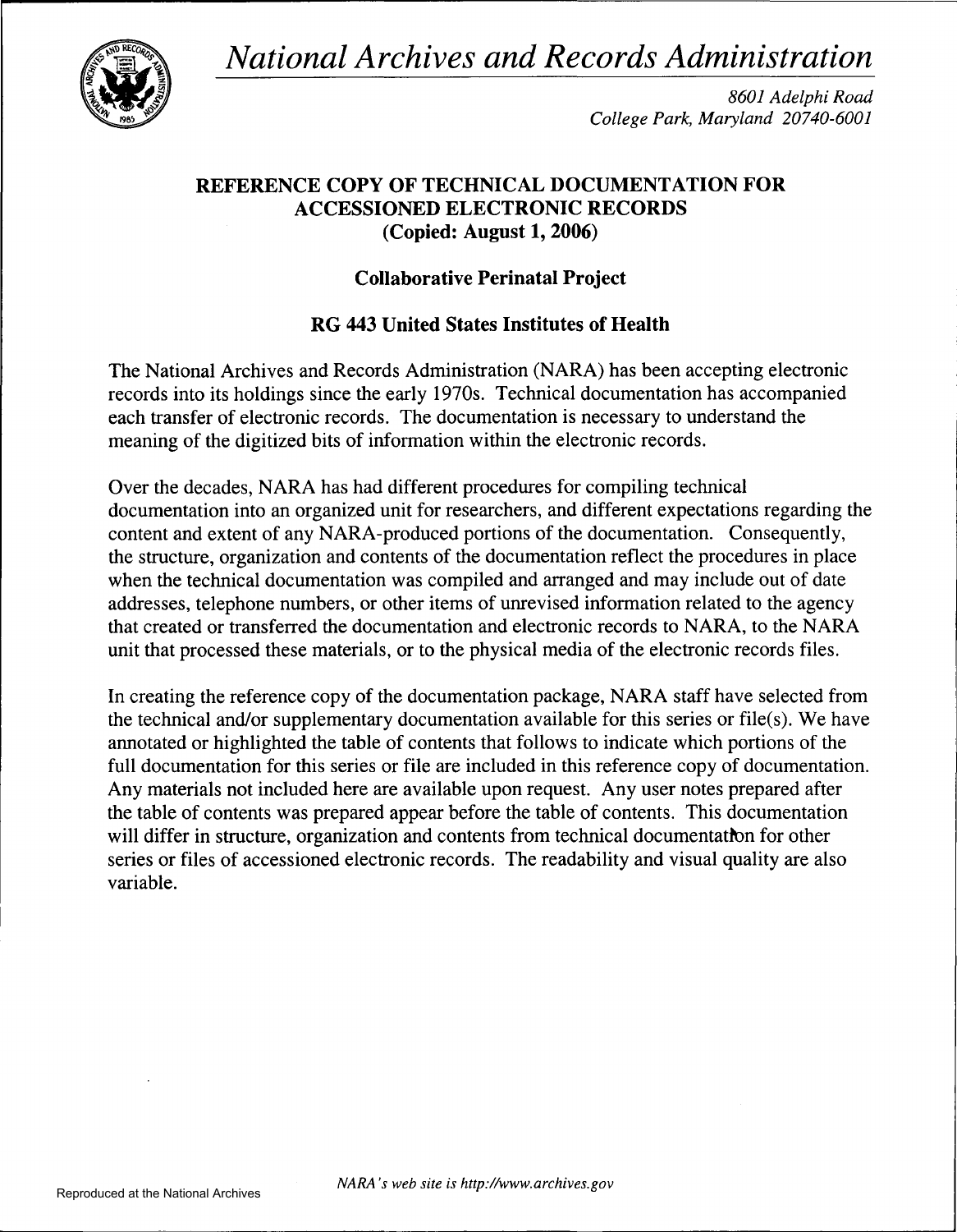# *National Archives and Records Administration*

*8601 Adelphi Road*
*College Park, Maryland 20740-6001*

## REFERENCE COPY OF TECHNICAL DOCUMENTATION FOR ACCESSIONED ELECTRONIC RECORDS (Copied: August 1, 2006)

### Collaborative Perinatal Project

### RG 443 United States Institutes of Health

The National Archives and Records Administration (NARA) has been accepting electronic records into its holdings since the early 1970s. Technical documentation has accompanied each transfer of electronic records. The documentation is necessary to understand the meaning of the digitized bits of information within the electronic records.

Over the decades, NARA has had different procedures for compiling technical documentation into an organized unit for researchers, and different expectations regarding the content and extent of any NARA-produced portions of the documentation. Consequently, the structure, organization and contents of the documentation reflect the procedures in place when the technical documentation was compiled and arranged and may include out of date addresses, telephone numbers, or other items of unrevised information related to the agency that created or transferred the documentation and electronic records to NARA, to the NARA unit that processed these materials, or to the physical media of the electronic records files.

In creating the reference copy of the documentation package, NARA staff have selected from the technical and/or supplementary documentation available for this series or file(s). We have annotated or highlighted the table of contents that follows to indicate which portions of the full documentation for this series or file are included in this reference copy of documentation. Any materials not included here are available upon request. Any user notes prepared after the table of contents was prepared appear before the table of contents. This documentation will differ in structure, organization and contents from technical documentation for other series or files of accessioned electronic records. The readability and visual quality are also variable.

Reproduced at the National Archives

*NARA's web site is http://www.archives.gov*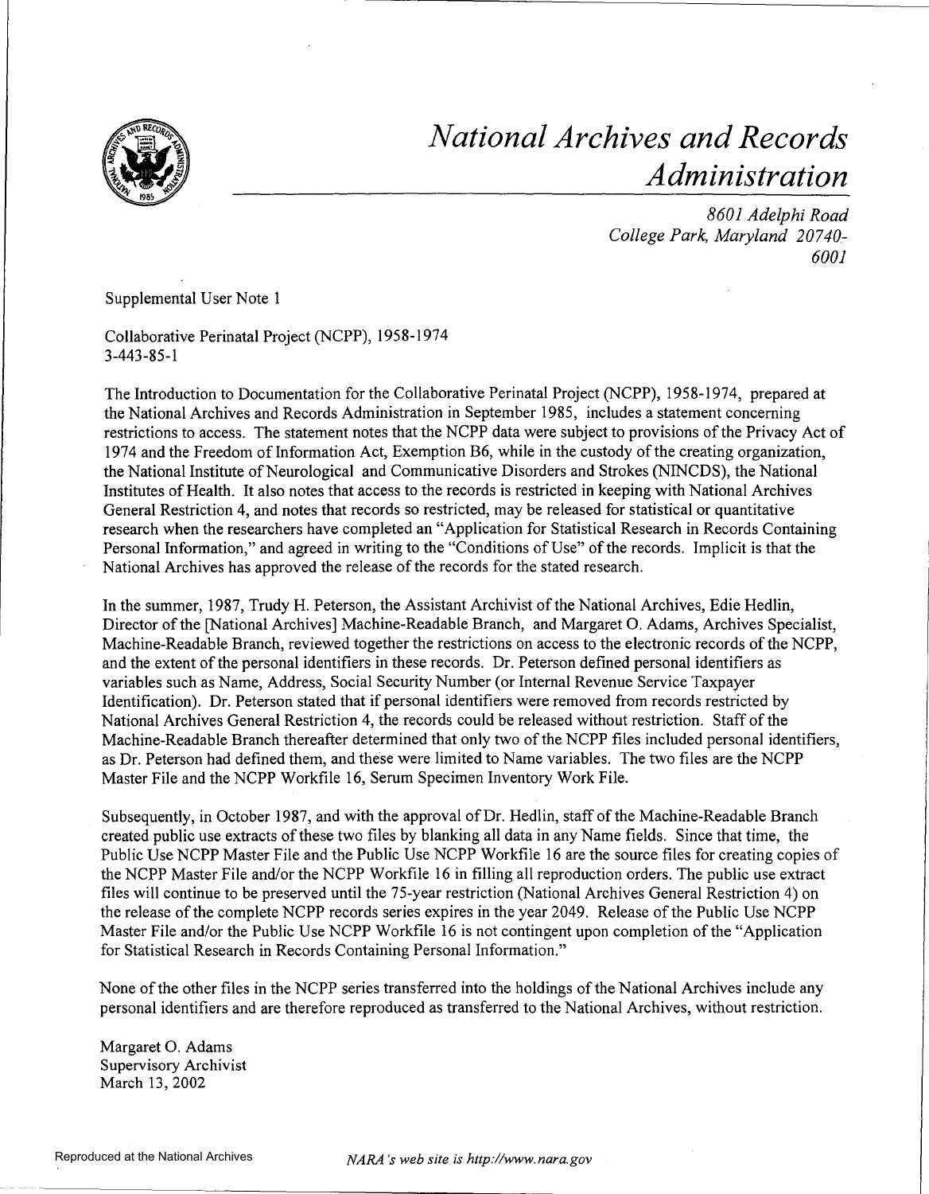# *National Archives and Records Administration*

*8601 Adelphi Road*
*College Park, Maryland 20740-6001*

Supplemental User Note 1

Collaborative Perinatal Project (NCPP), 1958-1974
3-443-85-1

The Introduction to Documentation for the Collaborative Perinatal Project (NCPP), 1958-1974, prepared at the National Archives and Records Administration in September 1985, includes a statement concerning restrictions to access. The statement notes that the NCPP data were subject to provisions of the Privacy Act of 1974 and the Freedom of Information Act, Exemption B6, while in the custody of the creating organization, the National Institute of Neurological and Communicative Disorders and Strokes (NINCDS), the National Institutes of Health. It also notes that access to the records is restricted in keeping with National Archives General Restriction 4, and notes that records so restricted, may be released for statistical or quantitative research when the researchers have completed an "Application for Statistical Research in Records Containing Personal Information," and agreed in writing to the "Conditions of Use" of the records. Implicit is that the National Archives has approved the release of the records for the stated research.

In the summer, 1987, Trudy H. Peterson, the Assistant Archivist of the National Archives, Edie Hedlin, Director of the [National Archives] Machine-Readable Branch, and Margaret O. Adams, Archives Specialist, Machine-Readable Branch, reviewed together the restrictions on access to the electronic records of the NCPP, and the extent of the personal identifiers in these records. Dr. Peterson defined personal identifiers as variables such as Name, Address, Social Security Number (or Internal Revenue Service Taxpayer Identification). Dr. Peterson stated that if personal identifiers were removed from records restricted by National Archives General Restriction 4, the records could be released without restriction. Staff of the Machine-Readable Branch thereafter determined that only two of the NCPP files included personal identifiers, as Dr. Peterson had defined them, and these were limited to Name variables. The two files are the NCPP Master File and the NCPP Workfile 16, Serum Specimen Inventory Work File.

Subsequently, in October 1987, and with the approval of Dr. Hedlin, staff of the Machine-Readable Branch created public use extracts of these two files by blanking all data in any Name fields. Since that time, the Public Use NCPP Master File and the Public Use NCPP Workfile 16 are the source files for creating copies of the NCPP Master File and/or the NCPP Workfile 16 in filling all reproduction orders. The public use extract files will continue to be preserved until the 75-year restriction (National Archives General Restriction 4) on the release of the complete NCPP records series expires in the year 2049. Release of the Public Use NCPP Master File and/or the Public Use NCPP Workfile 16 is not contingent upon completion of the "Application for Statistical Research in Records Containing Personal Information."

None of the other files in the NCPP series transferred into the holdings of the National Archives include any personal identifiers and are therefore reproduced as transferred to the National Archives, without restriction.

Margaret O. Adams
Supervisory Archivist
March 13, 2002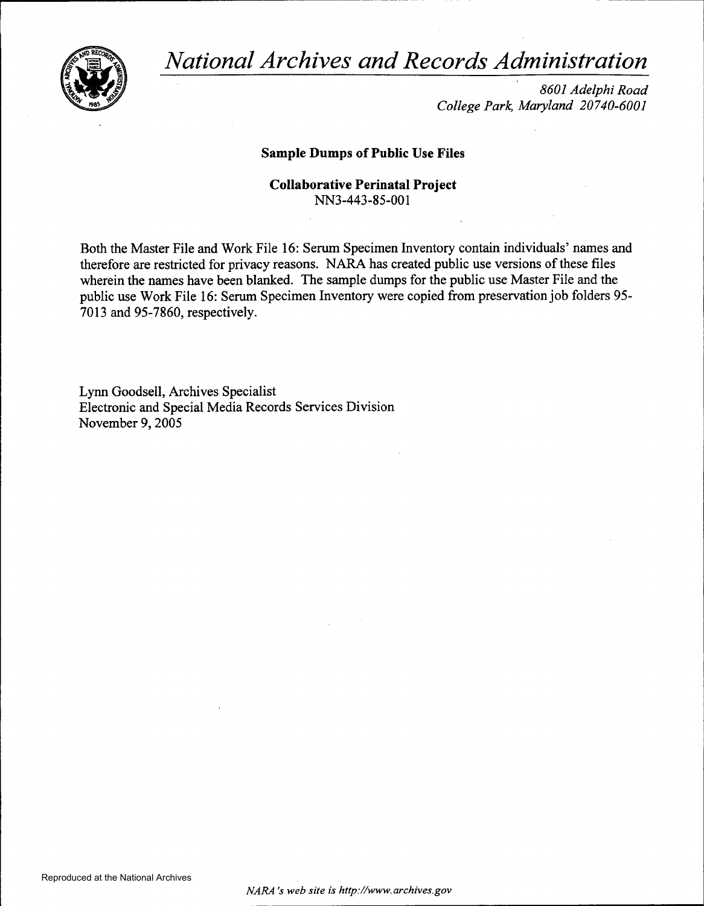# *National Archives and Records Administration*

*8601 Adelphi Road*
*College Park, Maryland 20740-6001*

**Sample Dumps of Public Use Files**

**Collaborative Perinatal Project**
NN3-443-85-001

Both the Master File and Work File 16: Serum Specimen Inventory contain individuals' names and therefore are restricted for privacy reasons. NARA has created public use versions of these files wherein the names have been blanked. The sample dumps for the public use Master File and the public use Work File 16: Serum Specimen Inventory were copied from preservation job folders 95-7013 and 95-7860, respectively.

Lynn Goodsell, Archives Specialist
Electronic and Special Media Records Services Division
November 9, 2005

Reproduced at the National Archives

*NARA's web site is http://www.archives.gov*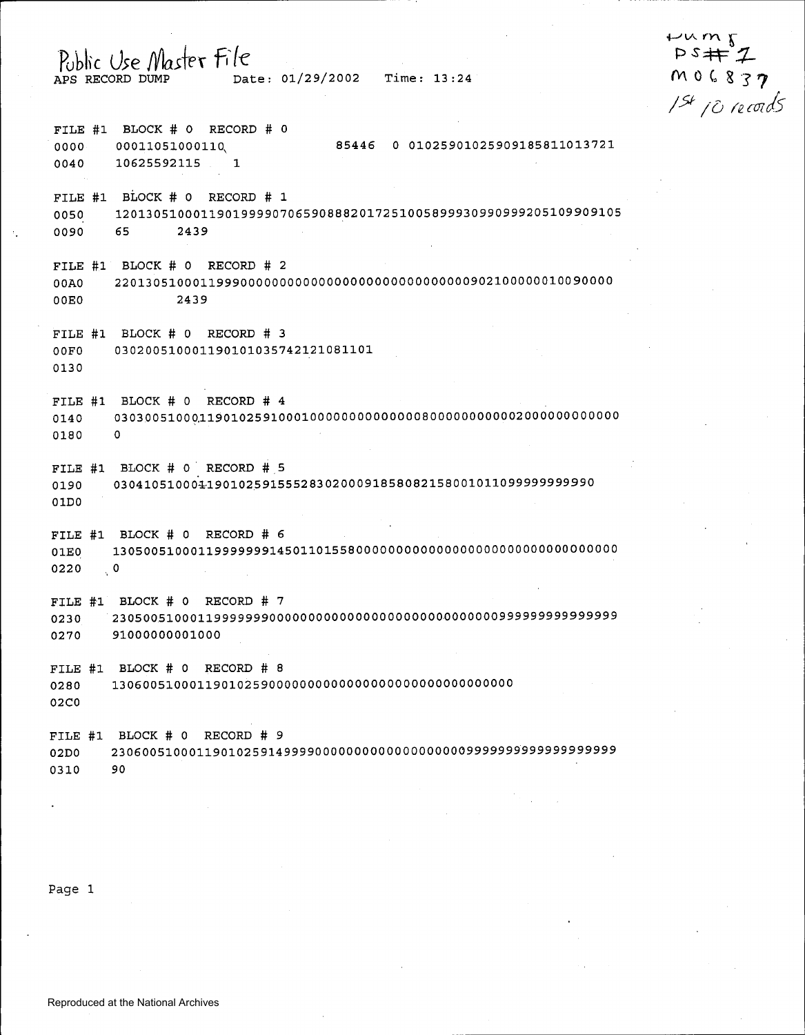Public Use Master File

APS RECORD DUMP        Date: 01/29/2002    Time: 13:24

Dump
PS#1
M06837
1st 10 records

```
FILE #1  BLOCK # 0  RECORD # 0
0000     00011051000110              85446  0 010259010259091858110137 21
0040     10625592115     1

FILE #1  BLOCK # 0  RECORD # 1
0050     1201305100011901999907065908882017251005899930990999205109909105
0090     65       2439

FILE #1  BLOCK # 0  RECORD # 2
00A0     2201305100011999000000000000000000000000000090210000001009 0000
00E0              2439

FILE #1  BLOCK # 0  RECORD # 3
00F0     03020051000119010103574212 1081101
0130

FILE #1  BLOCK # 0  RECORD # 4
0140     0303005100011901025910001000000000000000800000000000200000000000 0
0180     0

FILE #1  BLOCK # 0  RECORD # 5
0190     0304105100011901025915552830200091858082158001011099999999990
01D0

FILE #1  BLOCK # 0  RECORD # 6
01E0     1305005100011999999914501101558000000000000000000000000000000000
0220     0

FILE #1  BLOCK # 0  RECORD # 7
0230     2305005100011999999990000000000000000000000000099999999999999 9
0270     91000000001000

FILE #1  BLOCK # 0  RECORD # 8
0280     130600510001190102590000000000000000000000000000000
02C0

FILE #1  BLOCK # 0  RECORD # 9
02D0     2306005100011901025914999900000000000000000000999999999999999999
0310     90
```

Reproduced at the National Archives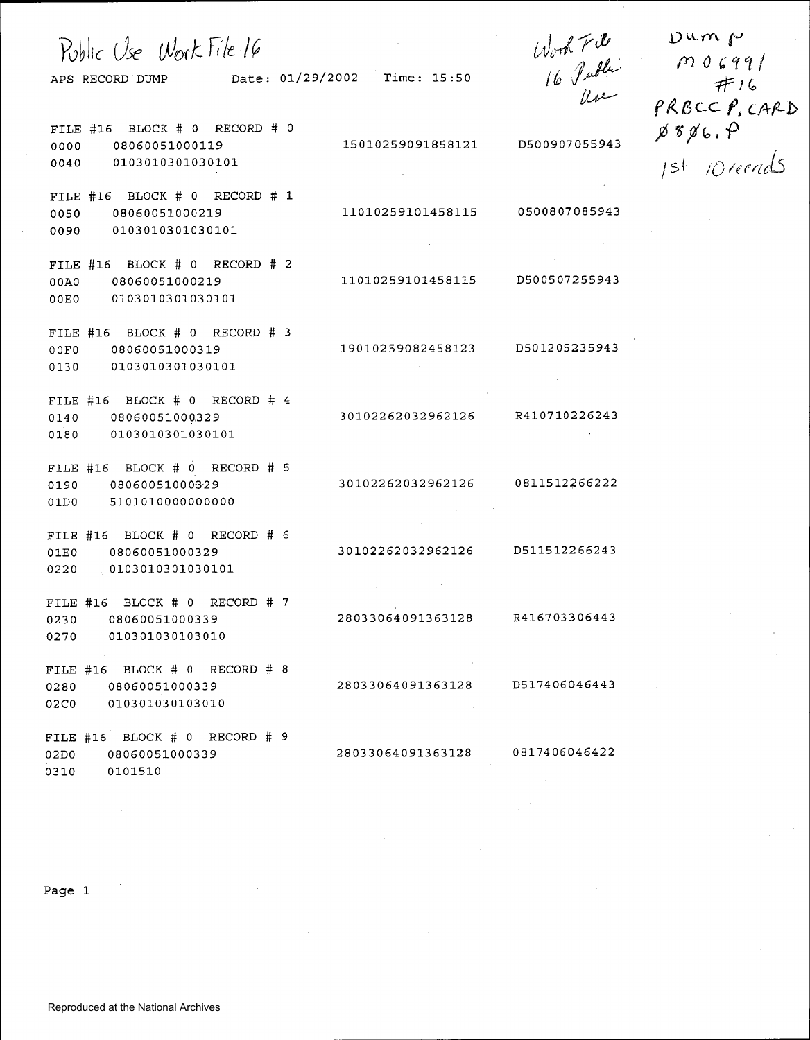Public Use Work File 16

Work File 16 Public Use

Dump M0699/ #16 PRBCCP, CARD 0806.P 1st 10 records

APS RECORD DUMP Date: 01/29/2002 Time: 15:50

```
FILE #16  BLOCK # 0  RECORD # 0
0000    08060051000119         15010259091858121    D500907055943
0040    0103010301030101

FILE #16  BLOCK # 0  RECORD # 1
0050    08060051000219         11010259101458115    0500807085943
0090    0103010301030101

FILE #16  BLOCK # 0  RECORD # 2
00A0    08060051000219         11010259101458115    D500507255943
00E0    0103010301030101

FILE #16  BLOCK # 0  RECORD # 3
00F0    08060051000319         19010259082458123    D501205235943
0130    0103010301030101

FILE #16  BLOCK # 0  RECORD # 4
0140    08060051000329         30102262032962126    R410710226243
0180    0103010301030101

FILE #16  BLOCK # 0  RECORD # 5
0190    08060051000329         30102262032962126    0811512266222
01D0    5101010000000000

FILE #16  BLOCK # 0  RECORD # 6
01E0    08060051000329         30102262032962126    D511512266243
0220    0103010301030101

FILE #16  BLOCK # 0  RECORD # 7
0230    08060051000339         28033064091363128    R416703306443
0270    010301030103010

FILE #16  BLOCK # 0  RECORD # 8
0280    08060051000339         28033064091363128    D517406046443
02C0    010301030103010

FILE #16  BLOCK # 0  RECORD # 9
02D0    08060051000339         28033064091363128    0817406046422
0310    0101510
```

Page 1

Reproduced at the National Archives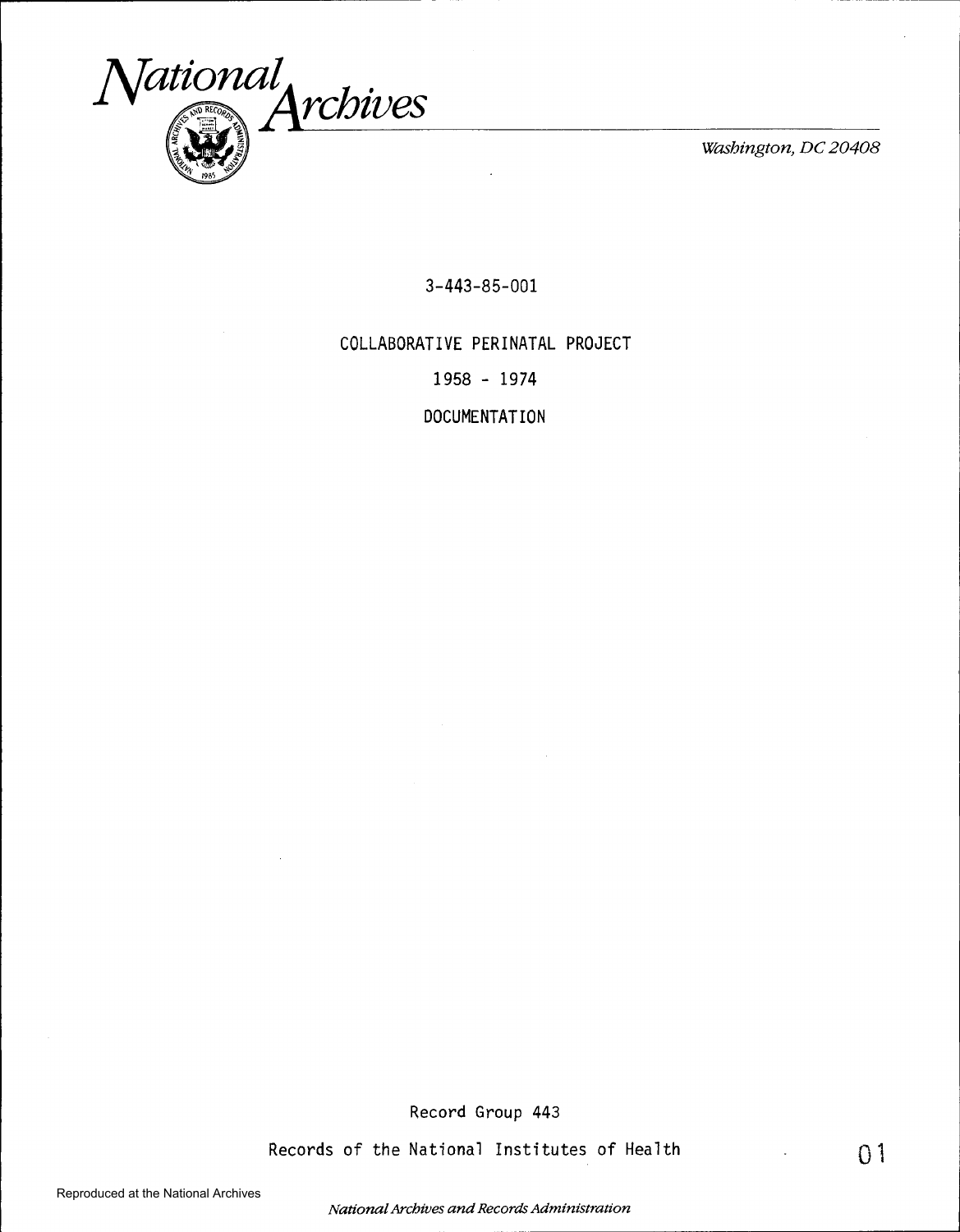# National Archives

*Washington, DC 20408*

3-443-85-001

COLLABORATIVE PERINATAL PROJECT

1958 - 1974

DOCUMENTATION

Record Group 443

Records of the National Institutes of Health

Reproduced at the National Archives

*National Archives and Records Administration*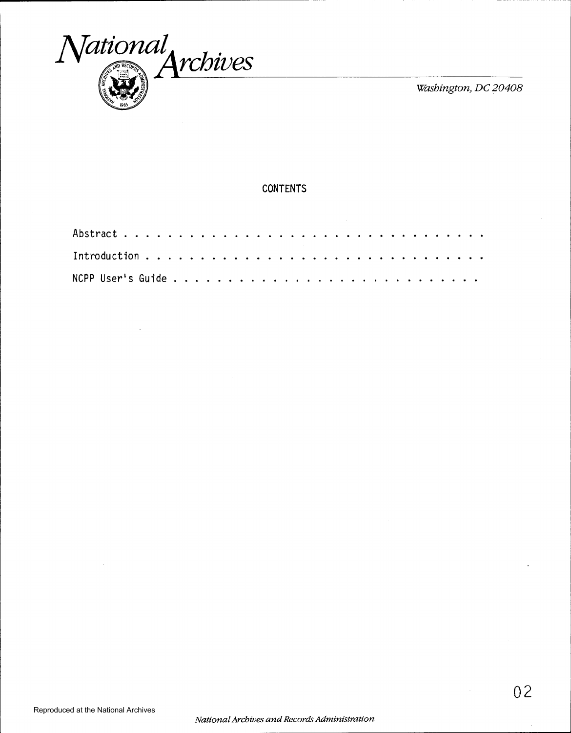# CONTENTS

Abstract . . . . . . . . . . . . . . . . . . . . . . . . . . . . . . . . .

Introduction . . . . . . . . . . . . . . . . . . . . . . . . . . . . . . .

NCPP User's Guide . . . . . . . . . . . . . . . . . . . . . . . . . . . .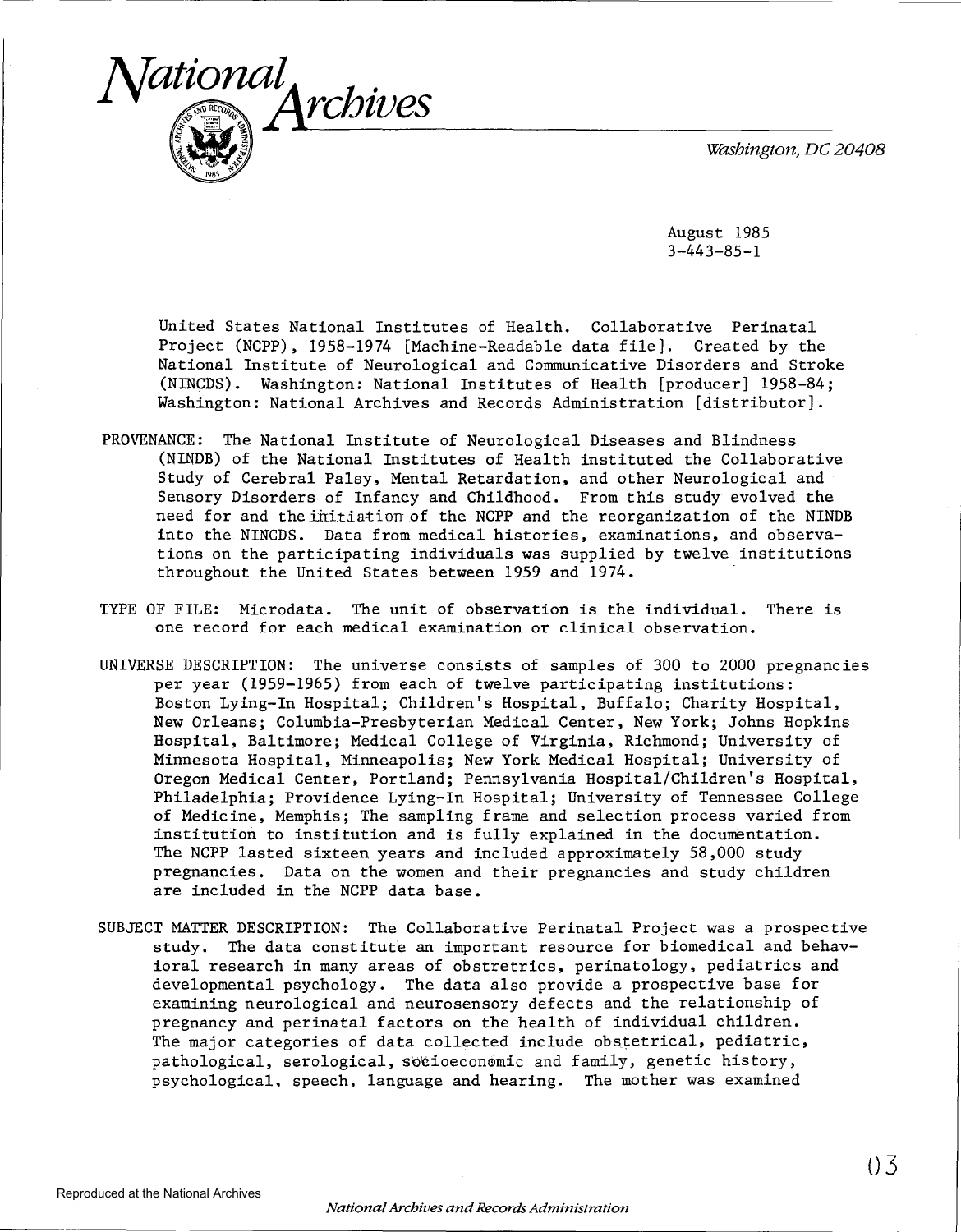# National Archives

*Washington, DC 20408*

August 1985
3-443-85-1

United States National Institutes of Health. Collaborative Perinatal Project (NCPP), 1958-1974 [Machine-Readable data file]. Created by the National Institute of Neurological and Communicative Disorders and Stroke (NINCDS). Washington: National Institutes of Health [producer] 1958-84; Washington: National Archives and Records Administration [distributor].

PROVENANCE: The National Institute of Neurological Diseases and Blindness (NINDB) of the National Institutes of Health instituted the Collaborative Study of Cerebral Palsy, Mental Retardation, and other Neurological and Sensory Disorders of Infancy and Childhood. From this study evolved the need for and the initiation of the NCPP and the reorganization of the NINDB into the NINCDS. Data from medical histories, examinations, and observations on the participating individuals was supplied by twelve institutions throughout the United States between 1959 and 1974.

TYPE OF FILE: Microdata. The unit of observation is the individual. There is one record for each medical examination or clinical observation.

UNIVERSE DESCRIPTION: The universe consists of samples of 300 to 2000 pregnancies per year (1959-1965) from each of twelve participating institutions: Boston Lying-In Hospital; Children's Hospital, Buffalo; Charity Hospital, New Orleans; Columbia-Presbyterian Medical Center, New York; Johns Hopkins Hospital, Baltimore; Medical College of Virginia, Richmond; University of Minnesota Hospital, Minneapolis; New York Medical Hospital; University of Oregon Medical Center, Portland; Pennsylvania Hospital/Children's Hospital, Philadelphia; Providence Lying-In Hospital; University of Tennessee College of Medicine, Memphis; The sampling frame and selection process varied from institution to institution and is fully explained in the documentation. The NCPP lasted sixteen years and included approximately 58,000 study pregnancies. Data on the women and their pregnancies and study children are included in the NCPP data base.

SUBJECT MATTER DESCRIPTION: The Collaborative Perinatal Project was a prospective study. The data constitute an important resource for biomedical and behavioral research in many areas of obstretrics, perinatology, pediatrics and developmental psychology. The data also provide a prospective base for examining neurological and neurosensory defects and the relationship of pregnancy and perinatal factors on the health of individual children. The major categories of data collected include obstetrical, pediatric, pathological, serological, socioeconomic and family, genetic history, psychological, speech, language and hearing. The mother was examined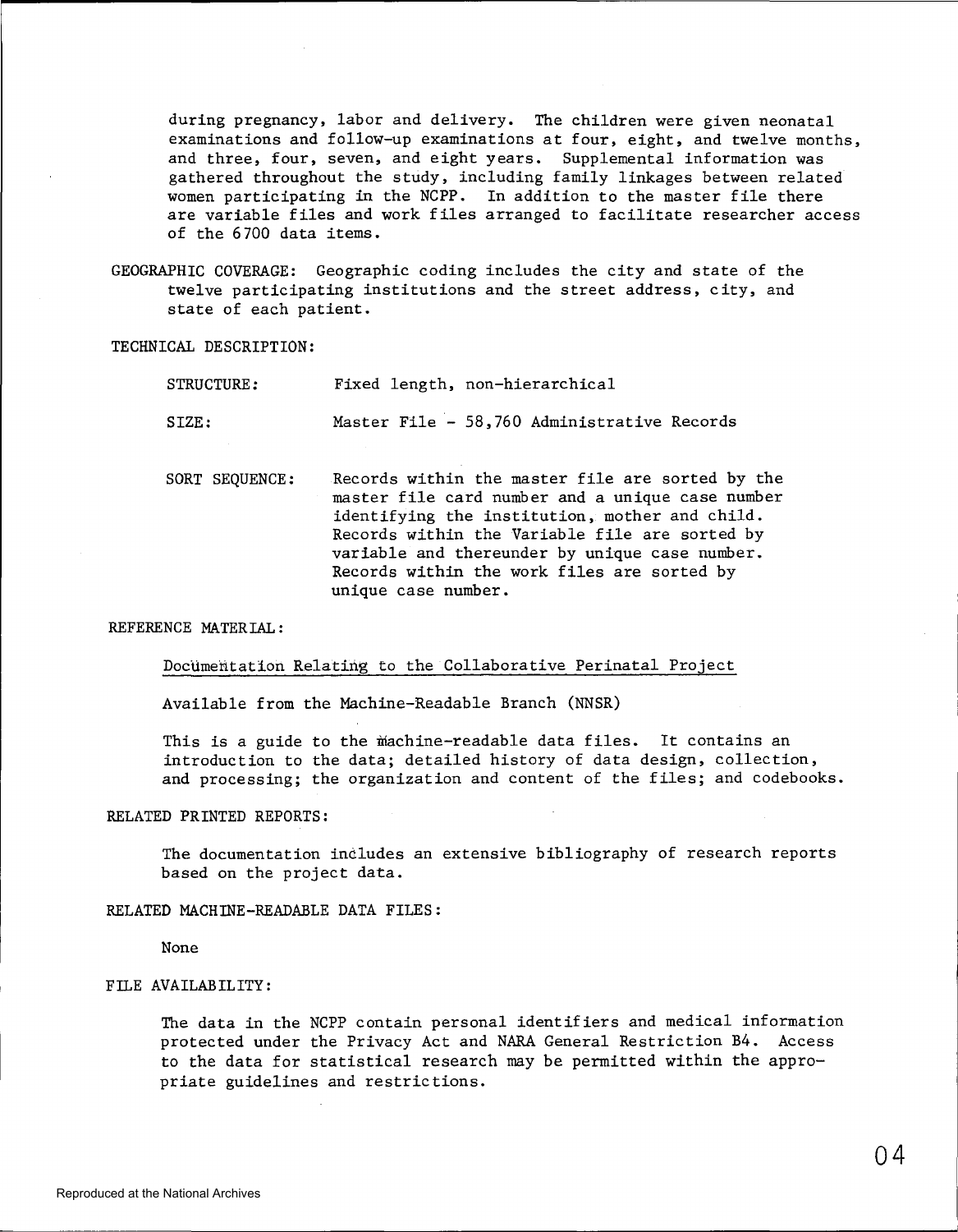during pregnancy, labor and delivery. The children were given neonatal examinations and follow-up examinations at four, eight, and twelve months, and three, four, seven, and eight years. Supplemental information was gathered throughout the study, including family linkages between related women participating in the NCPP. In addition to the master file there are variable files and work files arranged to facilitate researcher access of the 6700 data items.

GEOGRAPHIC COVERAGE: Geographic coding includes the city and state of the twelve participating institutions and the street address, city, and state of each patient.

TECHNICAL DESCRIPTION:

STRUCTURE: Fixed length, non-hierarchical

SIZE: Master File - 58,760 Administrative Records

SORT SEQUENCE: Records within the master file are sorted by the master file card number and a unique case number identifying the institution, mother and child. Records within the Variable file are sorted by variable and thereunder by unique case number. Records within the work files are sorted by unique case number.

REFERENCE MATERIAL:

Documentation Relating to the Collaborative Perinatal Project

Available from the Machine-Readable Branch (NNSR)

This is a guide to the machine-readable data files. It contains an introduction to the data; detailed history of data design, collection, and processing; the organization and content of the files; and codebooks.

RELATED PRINTED REPORTS:

The documentation includes an extensive bibliography of research reports based on the project data.

RELATED MACHINE-READABLE DATA FILES:

None

FILE AVAILABILITY:

The data in the NCPP contain personal identifiers and medical information protected under the Privacy Act and NARA General Restriction B4. Access to the data for statistical research may be permitted within the appropriate guidelines and restrictions.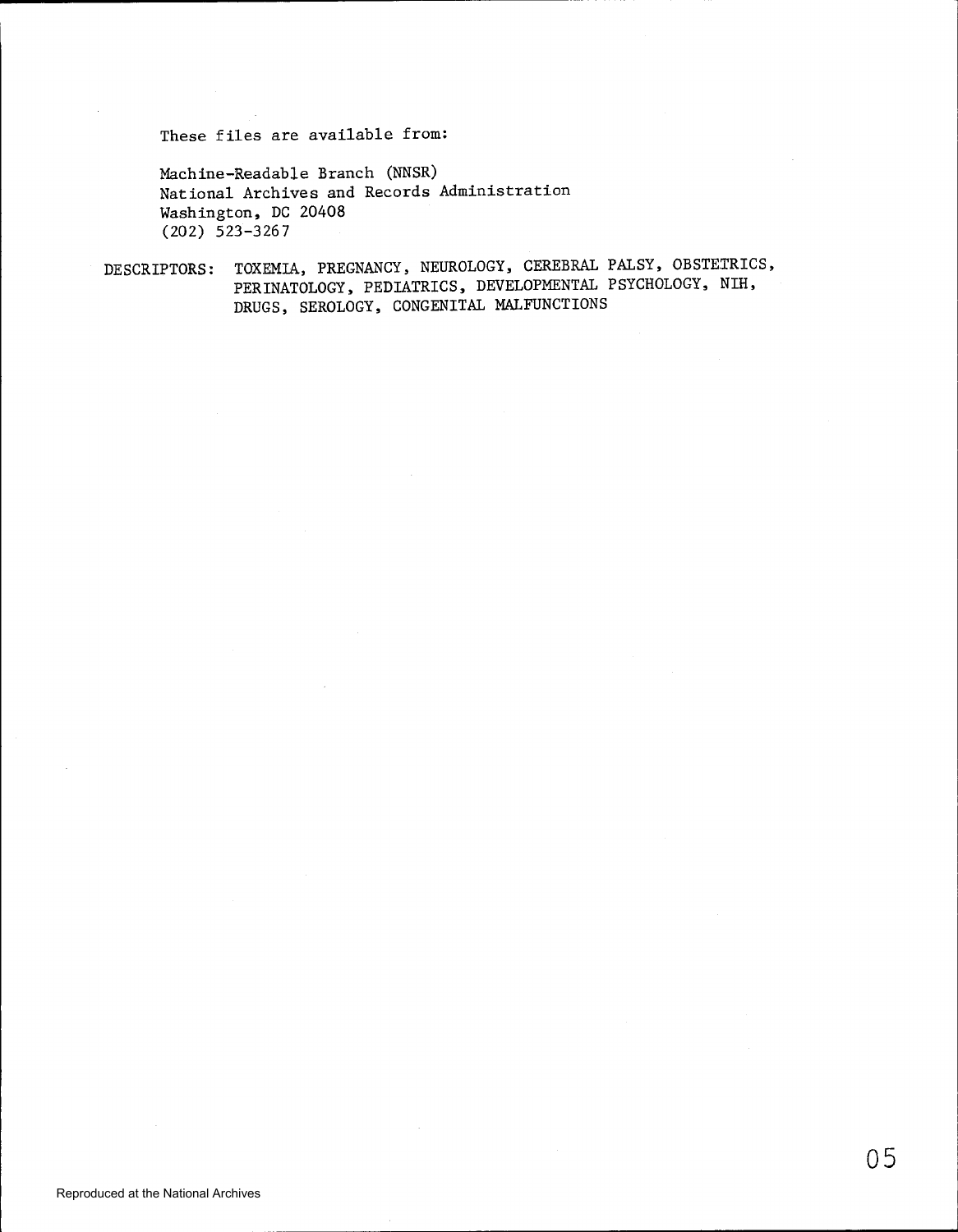These files are available from:

Machine-Readable Branch (NNSR)
National Archives and Records Administration
Washington, DC 20408
(202) 523-3267

DESCRIPTORS: TOXEMIA, PREGNANCY, NEUROLOGY, CEREBRAL PALSY, OBSTETRICS, PERINATOLOGY, PEDIATRICS, DEVELOPMENTAL PSYCHOLOGY, NIH, DRUGS, SEROLOGY, CONGENITAL MALFUNCTIONS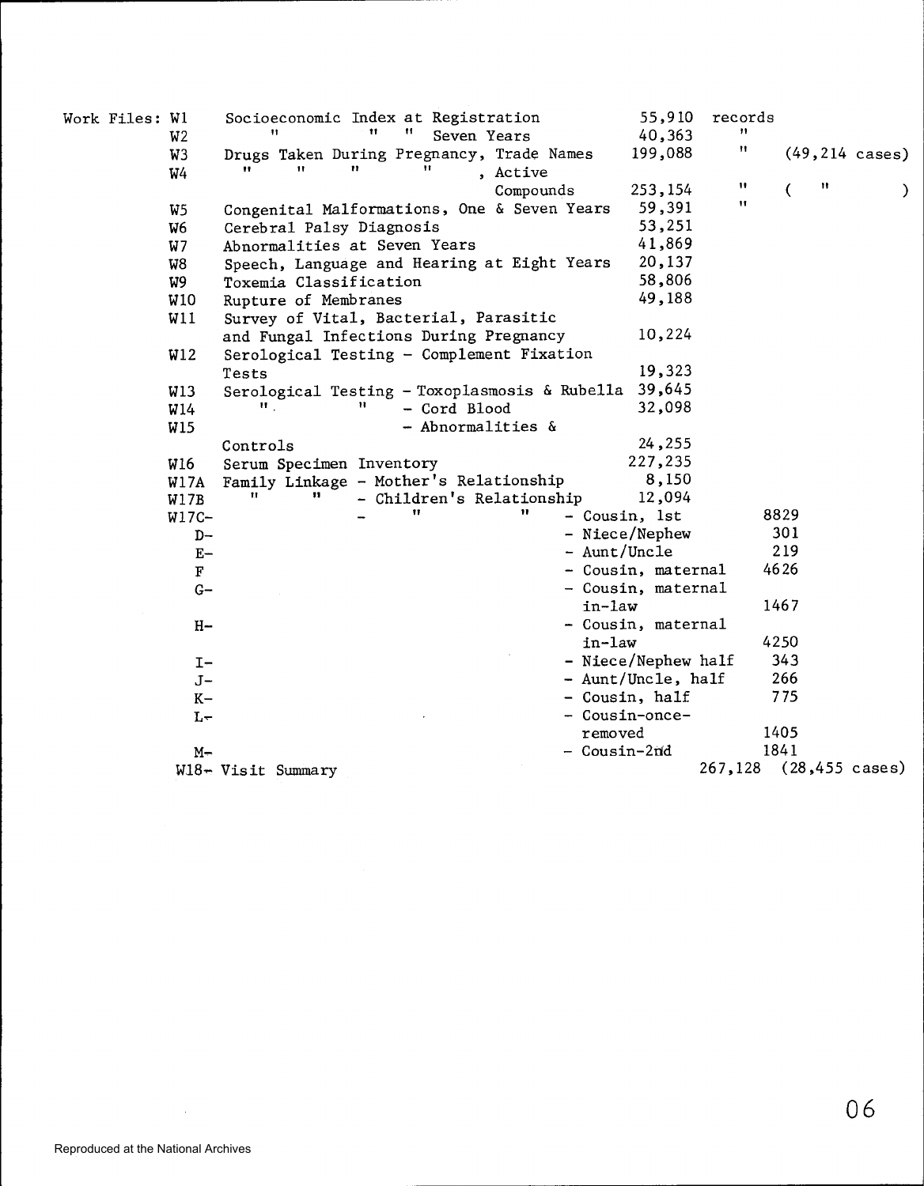| Work Files: | | | | |
|---|---|---|---|---|
| W1 | Socioeconomic Index at Registration | 55,910 | records | |
| W2 | " " " Seven Years | 40,363 | " | |
| W3 | Drugs Taken During Pregnancy, Trade Names | 199,088 | " | (49,214 cases) |
| W4 | " " " " , Active Compounds | 253,154 | " | ( " ) |
| W5 | Congenital Malformations, One & Seven Years | 59,391 | " | |
| W6 | Cerebral Palsy Diagnosis | 53,251 | | |
| W7 | Abnormalities at Seven Years | 41,869 | | |
| W8 | Speech, Language and Hearing at Eight Years | 20,137 | | |
| W9 | Toxemia Classification | 58,806 | | |
| W10 | Rupture of Membranes | 49,188 | | |
| W11 | Survey of Vital, Bacterial, Parasitic and Fungal Infections During Pregnancy | 10,224 | | |
| W12 | Serological Testing - Complement Fixation Tests | 19,323 | | |
| W13 | Serological Testing - Toxoplasmosis & Rubella | 39,645 | | |
| W14 | " " - Cord Blood | 32,098 | | |
| W15 | - Abnormalities & Controls | 24,255 | | |
| W16 | Serum Specimen Inventory | 227,235 | | |
| W17A | Family Linkage - Mother's Relationship | 8,150 | | |
| W17B | " " - Children's Relationship | 12,094 | | |
| W17C- | - " " - Cousin, 1st | | 8829 | |
| D- | - Niece/Nephew | | 301 | |
| E- | - Aunt/Uncle | | 219 | |
| F | - Cousin, maternal | | 4626 | |
| G- | - Cousin, maternal in-law | | 1467 | |
| H- | - Cousin, maternal in-law | | 4250 | |
| I- | - Niece/Nephew half | | 343 | |
| J- | - Aunt/Uncle, half | | 266 | |
| K- | - Cousin, half | | 775 | |
| L- | - Cousin-once-removed | | 1405 | |
| M- | - Cousin-2nd | | 1841 | |
| W18- | Visit Summary | 267,128 | | (28,455 cases) |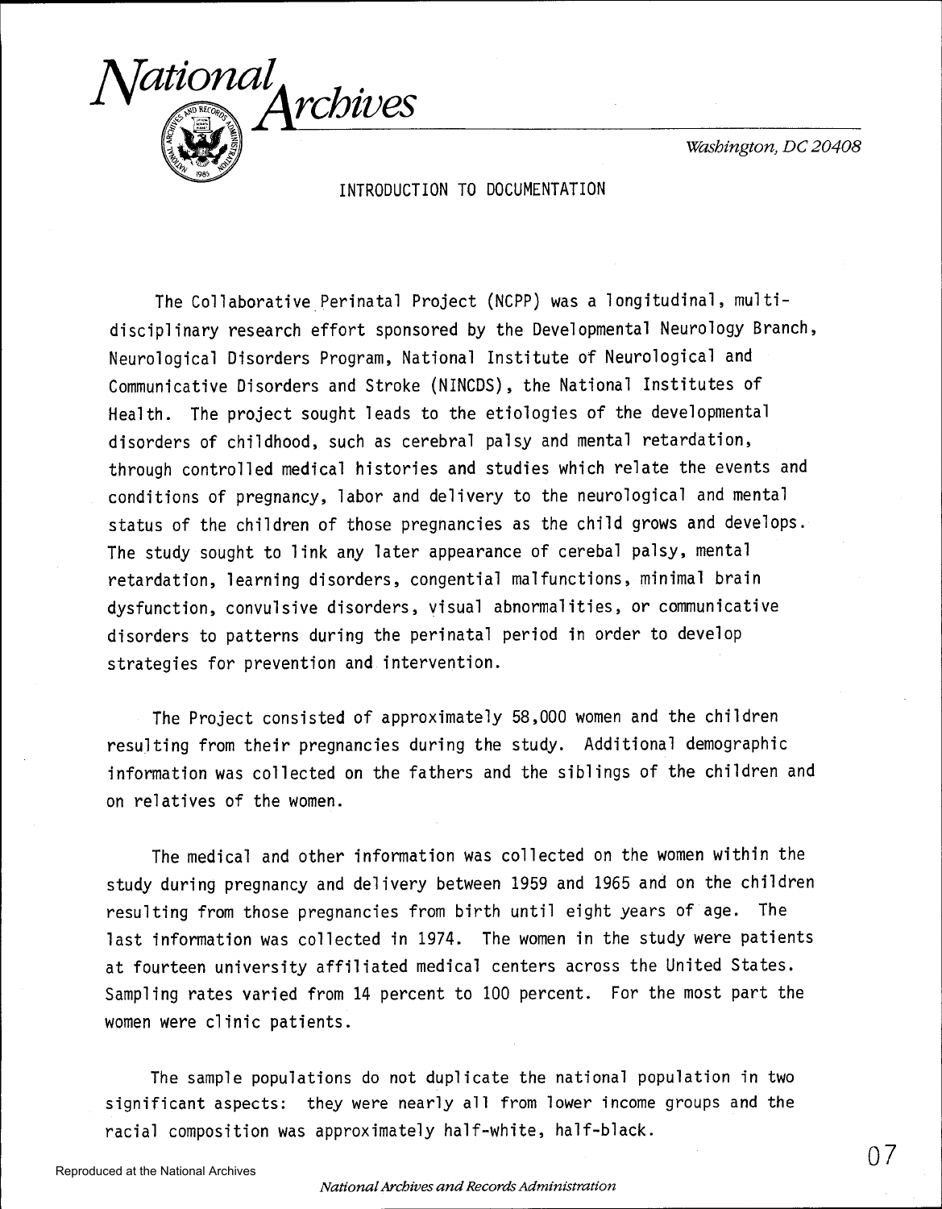# National Archives

Washington, DC 20408

## INTRODUCTION TO DOCUMENTATION

The Collaborative Perinatal Project (NCPP) was a longitudinal, multi-disciplinary research effort sponsored by the Developmental Neurology Branch, Neurological Disorders Program, National Institute of Neurological and Communicative Disorders and Stroke (NINCDS), the National Institutes of Health. The project sought leads to the etiologies of the developmental disorders of childhood, such as cerebral palsy and mental retardation, through controlled medical histories and studies which relate the events and conditions of pregnancy, labor and delivery to the neurological and mental status of the children of those pregnancies as the child grows and develops. The study sought to link any later appearance of cerebal palsy, mental retardation, learning disorders, congential malfunctions, minimal brain dysfunction, convulsive disorders, visual abnormalities, or communicative disorders to patterns during the perinatal period in order to develop strategies for prevention and intervention.

The Project consisted of approximately 58,000 women and the children resulting from their pregnancies during the study. Additional demographic information was collected on the fathers and the siblings of the children and on relatives of the women.

The medical and other information was collected on the women within the study during pregnancy and delivery between 1959 and 1965 and on the children resulting from those pregnancies from birth until eight years of age. The last information was collected in 1974. The women in the study were patients at fourteen university affiliated medical centers across the United States. Sampling rates varied from 14 percent to 100 percent. For the most part the women were clinic patients.

The sample populations do not duplicate the national population in two significant aspects: they were nearly all from lower income groups and the racial composition was approximately half-white, half-black.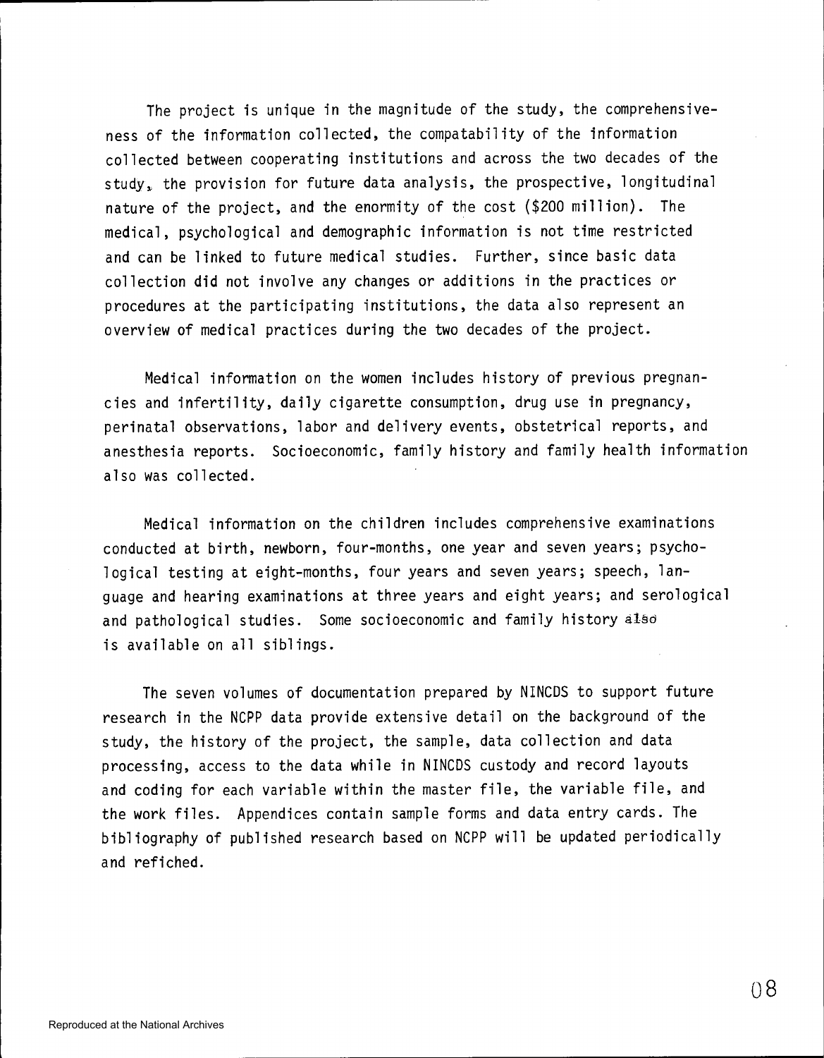The project is unique in the magnitude of the study, the comprehensiveness of the information collected, the compatability of the information collected between cooperating institutions and across the two decades of the study, the provision for future data analysis, the prospective, longitudinal nature of the project, and the enormity of the cost ($200 million). The medical, psychological and demographic information is not time restricted and can be linked to future medical studies. Further, since basic data collection did not involve any changes or additions in the practices or procedures at the participating institutions, the data also represent an overview of medical practices during the two decades of the project.

Medical information on the women includes history of previous pregnancies and infertility, daily cigarette consumption, drug use in pregnancy, perinatal observations, labor and delivery events, obstetrical reports, and anesthesia reports. Socioeconomic, family history and family health information also was collected.

Medical information on the children includes comprehensive examinations conducted at birth, newborn, four-months, one year and seven years; psychological testing at eight-months, four years and seven years; speech, language and hearing examinations at three years and eight years; and serological and pathological studies. Some socioeconomic and family history also is available on all siblings.

The seven volumes of documentation prepared by NINCDS to support future research in the NCPP data provide extensive detail on the background of the study, the history of the project, the sample, data collection and data processing, access to the data while in NINCDS custody and record layouts and coding for each variable within the master file, the variable file, and the work files. Appendices contain sample forms and data entry cards. The bibliography of published research based on NCPP will be updated periodically and refiched.

Reproduced at the National Archives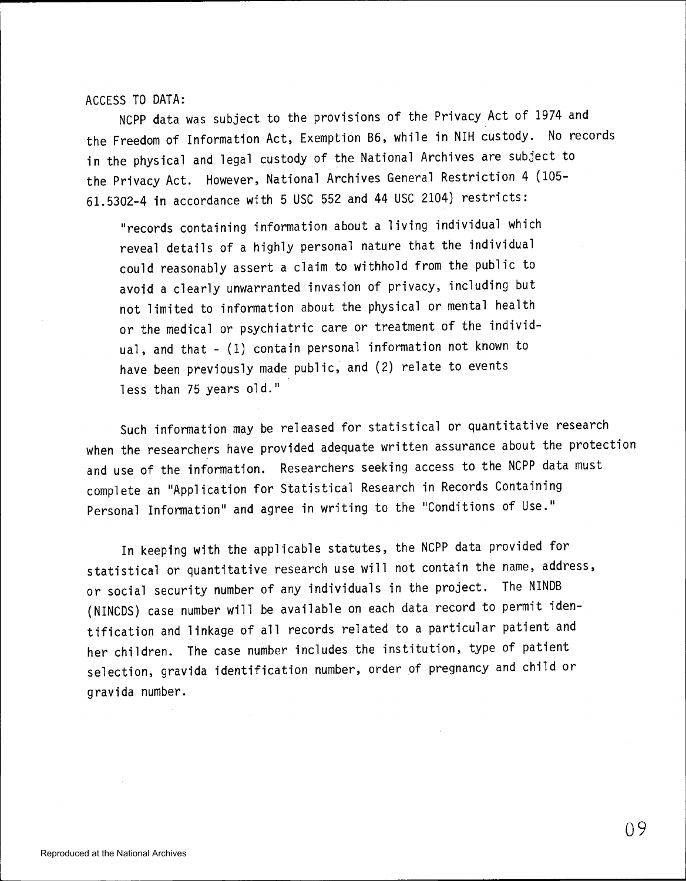## ACCESS TO DATA:

NCPP data was subject to the provisions of the Privacy Act of 1974 and the Freedom of Information Act, Exemption B6, while in NIH custody. No records in the physical and legal custody of the National Archives are subject to the Privacy Act. However, National Archives General Restriction 4 (105-61.5302-4 in accordance with 5 USC 552 and 44 USC 2104) restricts:

> "records containing information about a living individual which reveal details of a highly personal nature that the individual could reasonably assert a claim to withhold from the public to avoid a clearly unwarranted invasion of privacy, including but not limited to information about the physical or mental health or the medical or psychiatric care or treatment of the individual, and that - (1) contain personal information not known to have been previously made public, and (2) relate to events less than 75 years old."

Such information may be released for statistical or quantitative research when the researchers have provided adequate written assurance about the protection and use of the information. Researchers seeking access to the NCPP data must complete an "Application for Statistical Research in Records Containing Personal Information" and agree in writing to the "Conditions of Use."

In keeping with the applicable statutes, the NCPP data provided for statistical or quantitative research use will not contain the name, address, or social security number of any individuals in the project. The NINDB (NINCDS) case number will be available on each data record to permit identification and linkage of all records related to a particular patient and her children. The case number includes the institution, type of patient selection, gravida identification number, order of pregnancy and child or gravida number.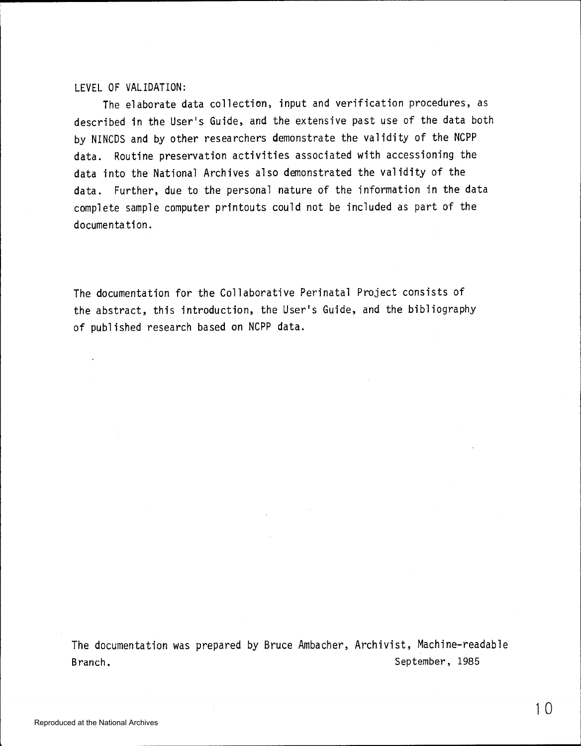LEVEL OF VALIDATION:

The elaborate data collection, input and verification procedures, as described in the User's Guide, and the extensive past use of the data both by NINCDS and by other researchers demonstrate the validity of the NCPP data. Routine preservation activities associated with accessioning the data into the National Archives also demonstrated the validity of the data. Further, due to the personal nature of the information in the data complete sample computer printouts could not be included as part of the documentation.

The documentation for the Collaborative Perinatal Project consists of the abstract, this introduction, the User's Guide, and the bibliography of published research based on NCPP data.

The documentation was prepared by Bruce Ambacher, Archivist, Machine-readable Branch. September, 1985